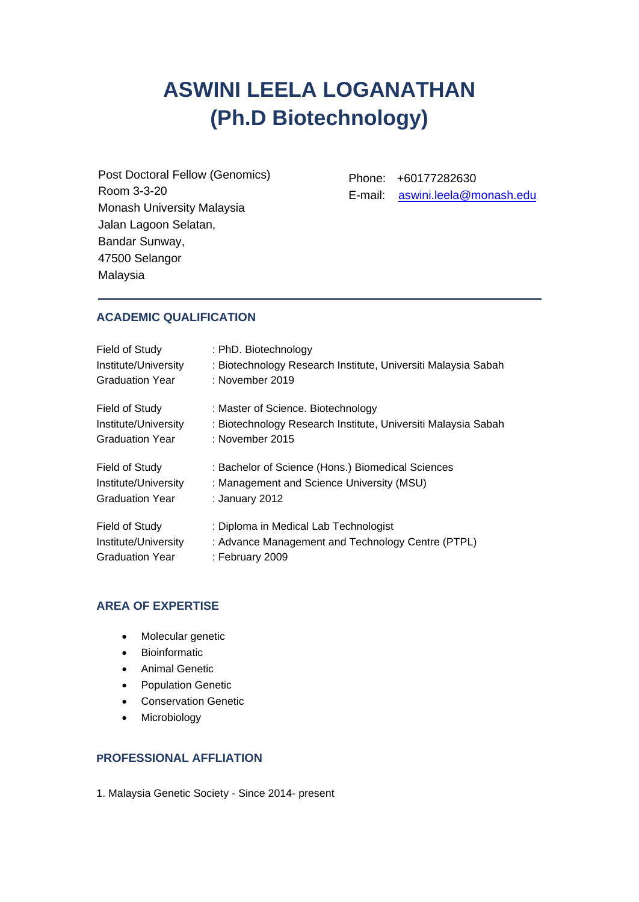# ASWINI LEELA LOGANATHAN
# (Ph.D Biotechnology)

Post Doctoral Fellow (Genomics)
Room 3-3-20
Monash University Malaysia
Jalan Lagoon Selatan,
Bandar Sunway,
47500 Selangor
Malaysia

Phone: +60177282630
E-mail: aswini.leela@monash.edu

## ACADEMIC QUALIFICATION

| | |
|---|---|
| Field of Study | : PhD. Biotechnology |
| Institute/University | : Biotechnology Research Institute, Universiti Malaysia Sabah |
| Graduation Year | : November 2019 |

| | |
|---|---|
| Field of Study | : Master of Science. Biotechnology |
| Institute/University | : Biotechnology Research Institute, Universiti Malaysia Sabah |
| Graduation Year | : November 2015 |

| | |
|---|---|
| Field of Study | : Bachelor of Science (Hons.) Biomedical Sciences |
| Institute/University | : Management and Science University (MSU) |
| Graduation Year | : January 2012 |

| | |
|---|---|
| Field of Study | : Diploma in Medical Lab Technologist |
| Institute/University | : Advance Management and Technology Centre (PTPL) |
| Graduation Year | : February 2009 |

## AREA OF EXPERTISE

- Molecular genetic
- Bioinformatic
- Animal Genetic
- Population Genetic
- Conservation Genetic
- Microbiology

## PROFESSIONAL AFFLIATION

1. Malaysia Genetic Society - Since 2014- present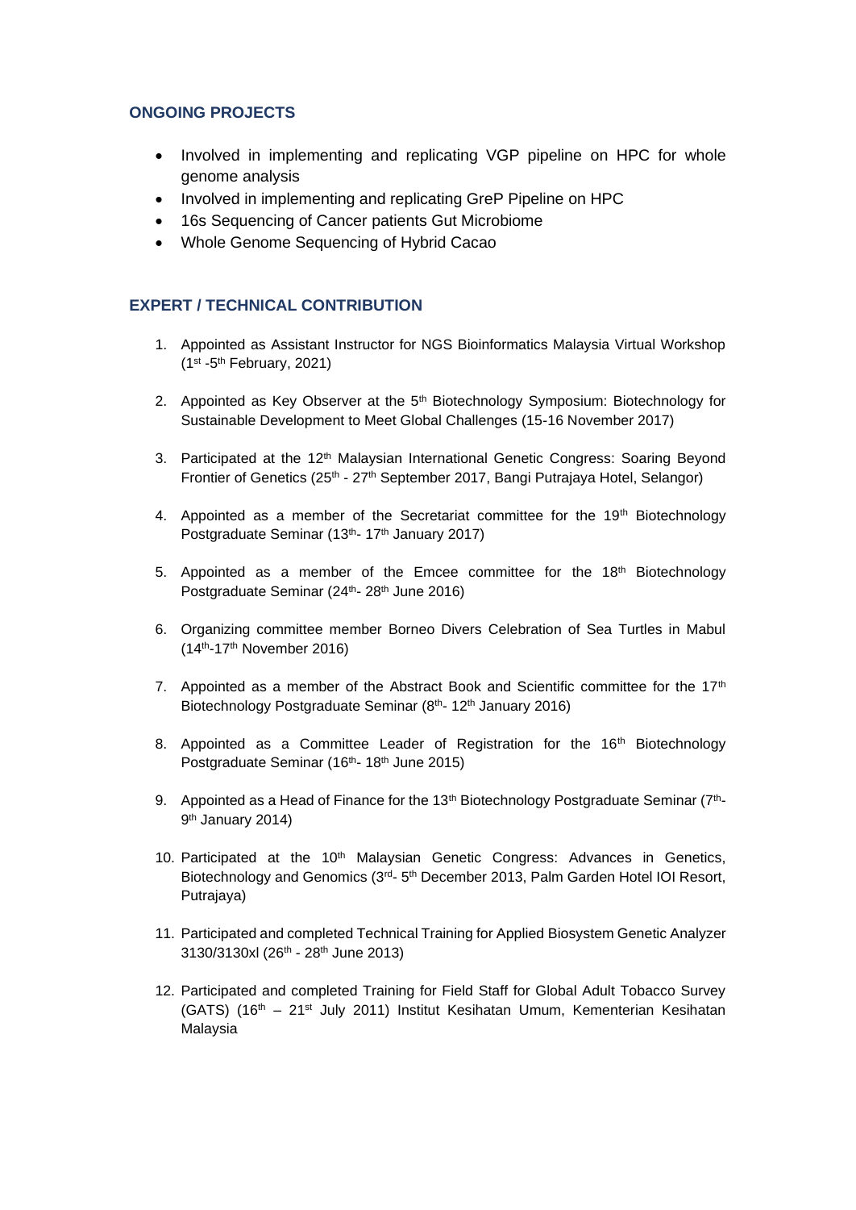## ONGOING PROJECTS

- Involved in implementing and replicating VGP pipeline on HPC for whole genome analysis
- Involved in implementing and replicating GreP Pipeline on HPC
- 16s Sequencing of Cancer patients Gut Microbiome
- Whole Genome Sequencing of Hybrid Cacao

## EXPERT / TECHNICAL CONTRIBUTION

1. Appointed as Assistant Instructor for NGS Bioinformatics Malaysia Virtual Workshop (1st -5th February, 2021)

2. Appointed as Key Observer at the 5th Biotechnology Symposium: Biotechnology for Sustainable Development to Meet Global Challenges (15-16 November 2017)

3. Participated at the 12th Malaysian International Genetic Congress: Soaring Beyond Frontier of Genetics (25th - 27th September 2017, Bangi Putrajaya Hotel, Selangor)

4. Appointed as a member of the Secretariat committee for the 19th Biotechnology Postgraduate Seminar (13th- 17th January 2017)

5. Appointed as a member of the Emcee committee for the 18th Biotechnology Postgraduate Seminar (24th- 28th June 2016)

6. Organizing committee member Borneo Divers Celebration of Sea Turtles in Mabul (14th-17th November 2016)

7. Appointed as a member of the Abstract Book and Scientific committee for the 17th Biotechnology Postgraduate Seminar (8th- 12th January 2016)

8. Appointed as a Committee Leader of Registration for the 16th Biotechnology Postgraduate Seminar (16th- 18th June 2015)

9. Appointed as a Head of Finance for the 13th Biotechnology Postgraduate Seminar (7th-9th January 2014)

10. Participated at the 10th Malaysian Genetic Congress: Advances in Genetics, Biotechnology and Genomics (3rd- 5th December 2013, Palm Garden Hotel IOI Resort, Putrajaya)

11. Participated and completed Technical Training for Applied Biosystem Genetic Analyzer 3130/3130xl (26th - 28th June 2013)

12. Participated and completed Training for Field Staff for Global Adult Tobacco Survey (GATS) (16th – 21st July 2011) Institut Kesihatan Umum, Kementerian Kesihatan Malaysia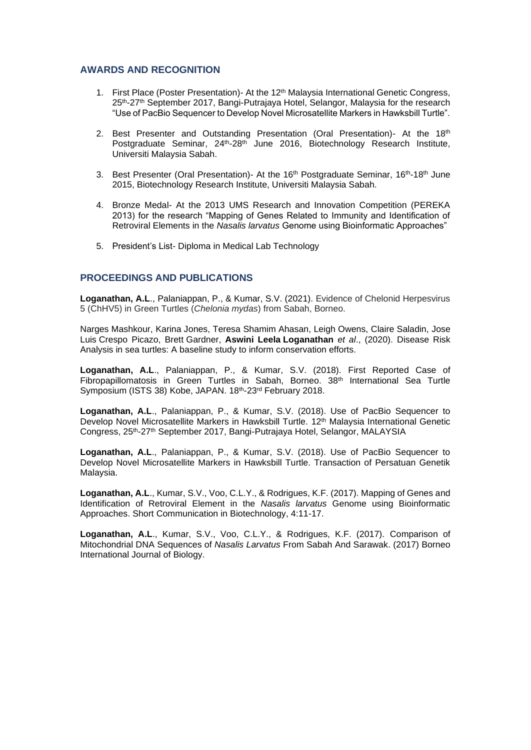## AWARDS AND RECOGNITION

1. First Place (Poster Presentation)- At the 12th Malaysia International Genetic Congress, 25th-27th September 2017, Bangi-Putrajaya Hotel, Selangor, Malaysia for the research "Use of PacBio Sequencer to Develop Novel Microsatellite Markers in Hawksbill Turtle".

2. Best Presenter and Outstanding Presentation (Oral Presentation)- At the 18th Postgraduate Seminar, 24th-28th June 2016, Biotechnology Research Institute, Universiti Malaysia Sabah.

3. Best Presenter (Oral Presentation)- At the 16th Postgraduate Seminar, 16th-18th June 2015, Biotechnology Research Institute, Universiti Malaysia Sabah.

4. Bronze Medal- At the 2013 UMS Research and Innovation Competition (PEREKA 2013) for the research "Mapping of Genes Related to Immunity and Identification of Retroviral Elements in the *Nasalis larvatus* Genome using Bioinformatic Approaches"

5. President's List- Diploma in Medical Lab Technology

## PROCEEDINGS AND PUBLICATIONS

**Loganathan, A.L**., Palaniappan, P., & Kumar, S.V. (2021). Evidence of Chelonid Herpesvirus 5 (ChHV5) in Green Turtles (*Chelonia mydas*) from Sabah, Borneo.

Narges Mashkour, Karina Jones, Teresa Shamim Ahasan, Leigh Owens, Claire Saladin, Jose Luis Crespo Picazo, Brett Gardner, **Aswini Leela Loganathan** *et al*., (2020). Disease Risk Analysis in sea turtles: A baseline study to inform conservation efforts.

**Loganathan, A.L**., Palaniappan, P., & Kumar, S.V. (2018). First Reported Case of Fibropapillomatosis in Green Turtles in Sabah, Borneo. 38th International Sea Turtle Symposium (ISTS 38) Kobe, JAPAN. 18th-23rd February 2018.

**Loganathan, A.L**., Palaniappan, P., & Kumar, S.V. (2018). Use of PacBio Sequencer to Develop Novel Microsatellite Markers in Hawksbill Turtle. 12th Malaysia International Genetic Congress, 25th-27th September 2017, Bangi-Putrajaya Hotel, Selangor, MALAYSIA

**Loganathan, A.L**., Palaniappan, P., & Kumar, S.V. (2018). Use of PacBio Sequencer to Develop Novel Microsatellite Markers in Hawksbill Turtle. Transaction of Persatuan Genetik Malaysia.

**Loganathan, A.L**., Kumar, S.V., Voo, C.L.Y., & Rodrigues, K.F. (2017). Mapping of Genes and Identification of Retroviral Element in the *Nasalis larvatus* Genome using Bioinformatic Approaches. Short Communication in Biotechnology, 4:11-17.

**Loganathan, A.L**., Kumar, S.V., Voo, C.L.Y., & Rodrigues, K.F. (2017). Comparison of Mitochondrial DNA Sequences of *Nasalis Larvatus* From Sabah And Sarawak. (2017) Borneo International Journal of Biology.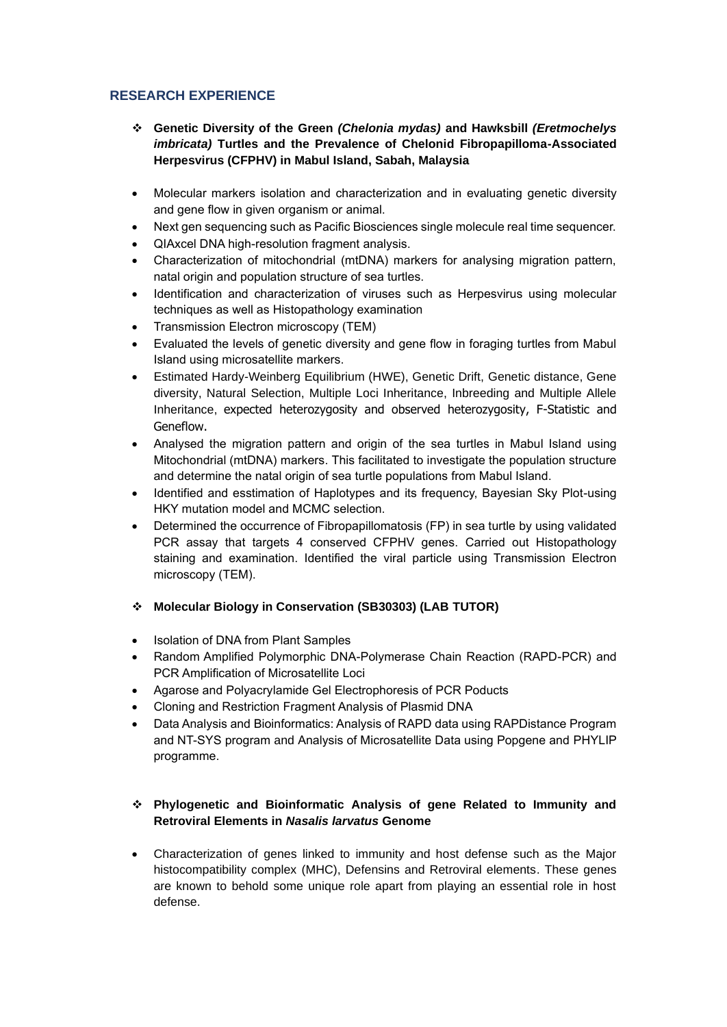## RESEARCH EXPERIENCE

- ❖ **Genetic Diversity of the Green *(Chelonia mydas)* and Hawksbill *(Eretmochelys imbricata)* Turtles and the Prevalence of Chelonid Fibropapilloma-Associated Herpesvirus (CFPHV) in Mabul Island, Sabah, Malaysia**

- Molecular markers isolation and characterization and in evaluating genetic diversity and gene flow in given organism or animal.
- Next gen sequencing such as Pacific Biosciences single molecule real time sequencer.
- QIAxcel DNA high-resolution fragment analysis.
- Characterization of mitochondrial (mtDNA) markers for analysing migration pattern, natal origin and population structure of sea turtles.
- Identification and characterization of viruses such as Herpesvirus using molecular techniques as well as Histopathology examination
- Transmission Electron microscopy (TEM)
- Evaluated the levels of genetic diversity and gene flow in foraging turtles from Mabul Island using microsatellite markers.
- Estimated Hardy-Weinberg Equilibrium (HWE), Genetic Drift, Genetic distance, Gene diversity, Natural Selection, Multiple Loci Inheritance, Inbreeding and Multiple Allele Inheritance, expected heterozygosity and observed heterozygosity, F-Statistic and Geneflow.
- Analysed the migration pattern and origin of the sea turtles in Mabul Island using Mitochondrial (mtDNA) markers. This facilitated to investigate the population structure and determine the natal origin of sea turtle populations from Mabul Island.
- Identified and esstimation of Haplotypes and its frequency, Bayesian Sky Plot-using HKY mutation model and MCMC selection.
- Determined the occurrence of Fibropapillomatosis (FP) in sea turtle by using validated PCR assay that targets 4 conserved CFPHV genes. Carried out Histopathology staining and examination. Identified the viral particle using Transmission Electron microscopy (TEM).

- ❖ **Molecular Biology in Conservation (SB30303) (LAB TUTOR)**

- Isolation of DNA from Plant Samples
- Random Amplified Polymorphic DNA-Polymerase Chain Reaction (RAPD-PCR) and PCR Amplification of Microsatellite Loci
- Agarose and Polyacrylamide Gel Electrophoresis of PCR Poducts
- Cloning and Restriction Fragment Analysis of Plasmid DNA
- Data Analysis and Bioinformatics: Analysis of RAPD data using RAPDistance Program and NT-SYS program and Analysis of Microsatellite Data using Popgene and PHYLIP programme.

- ❖ **Phylogenetic and Bioinformatic Analysis of gene Related to Immunity and Retroviral Elements in *Nasalis larvatus* Genome**

- Characterization of genes linked to immunity and host defense such as the Major histocompatibility complex (MHC), Defensins and Retroviral elements. These genes are known to behold some unique role apart from playing an essential role in host defense.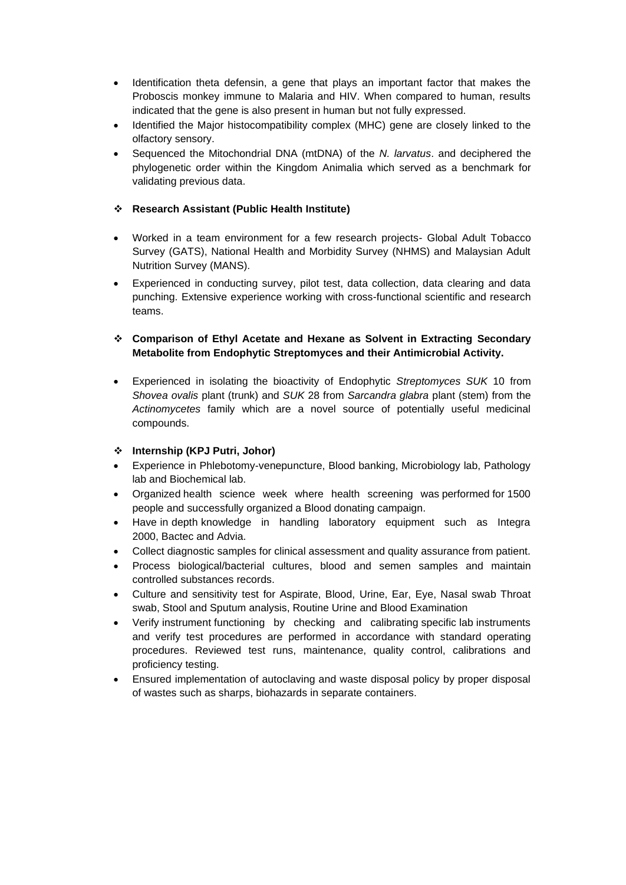- Identification theta defensin, a gene that plays an important factor that makes the Proboscis monkey immune to Malaria and HIV. When compared to human, results indicated that the gene is also present in human but not fully expressed.
- Identified the Major histocompatibility complex (MHC) gene are closely linked to the olfactory sensory.
- Sequenced the Mitochondrial DNA (mtDNA) of the *N. larvatus*. and deciphered the phylogenetic order within the Kingdom Animalia which served as a benchmark for validating previous data.

❖ **Research Assistant (Public Health Institute)**

- Worked in a team environment for a few research projects- Global Adult Tobacco Survey (GATS), National Health and Morbidity Survey (NHMS) and Malaysian Adult Nutrition Survey (MANS).
- Experienced in conducting survey, pilot test, data collection, data clearing and data punching. Extensive experience working with cross-functional scientific and research teams.

❖ **Comparison of Ethyl Acetate and Hexane as Solvent in Extracting Secondary Metabolite from Endophytic Streptomyces and their Antimicrobial Activity.**

- Experienced in isolating the bioactivity of Endophytic *Streptomyces SUK* 10 from *Shovea ovalis* plant (trunk) and *SUK* 28 from *Sarcandra glabra* plant (stem) from the *Actinomycetes* family which are a novel source of potentially useful medicinal compounds.

❖ **Internship (KPJ Putri, Johor)**

- Experience in Phlebotomy-venepuncture, Blood banking, Microbiology lab, Pathology lab and Biochemical lab.
- Organized health science week where health screening was performed for 1500 people and successfully organized a Blood donating campaign.
- Have in depth knowledge in handling laboratory equipment such as Integra 2000, Bactec and Advia.
- Collect diagnostic samples for clinical assessment and quality assurance from patient.
- Process biological/bacterial cultures, blood and semen samples and maintain controlled substances records.
- Culture and sensitivity test for Aspirate, Blood, Urine, Ear, Eye, Nasal swab Throat swab, Stool and Sputum analysis, Routine Urine and Blood Examination
- Verify instrument functioning by checking and calibrating specific lab instruments and verify test procedures are performed in accordance with standard operating procedures. Reviewed test runs, maintenance, quality control, calibrations and proficiency testing.
- Ensured implementation of autoclaving and waste disposal policy by proper disposal of wastes such as sharps, biohazards in separate containers.